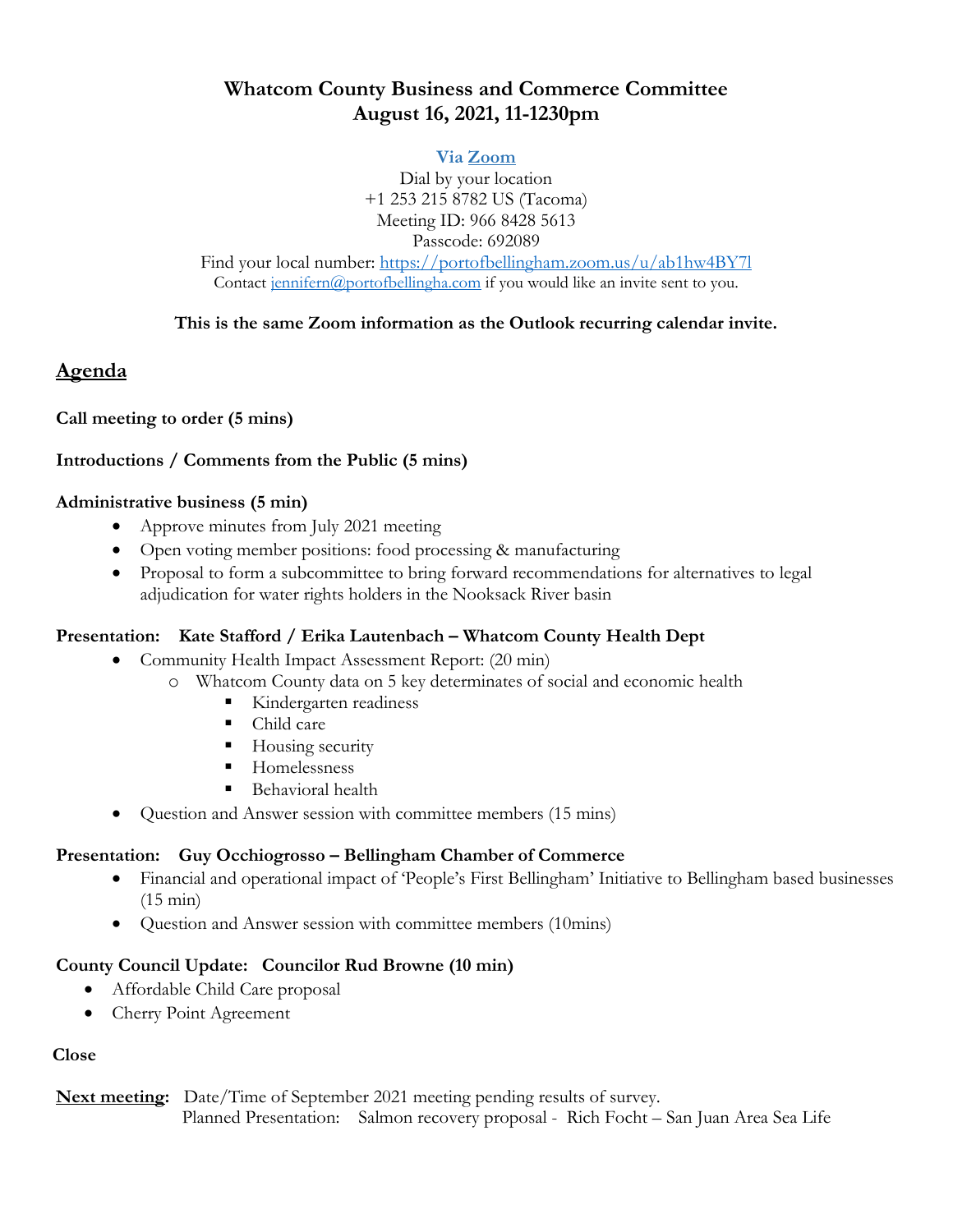# Whatcom County Business and Commerce Committee
# August 16, 2021, 11-1230pm

**Via [Zoom](https://portofbellingham.zoom.us/u/ab1hw4BY7l)**

Dial by your location
+1 253 215 8782 US (Tacoma)
Meeting ID: 966 8428 5613
Passcode: 692089
Find your local number: https://portofbellingham.zoom.us/u/ab1hw4BY7l
Contact jennifern@portofbellingha.com if you would like an invite sent to you.

**This is the same Zoom information as the Outlook recurring calendar invite.**

## Agenda

**Call meeting to order (5 mins)**

**Introductions / Comments from the Public (5 mins)**

**Administrative business (5 min)**

- Approve minutes from July 2021 meeting
- Open voting member positions: food processing & manufacturing
- Proposal to form a subcommittee to bring forward recommendations for alternatives to legal adjudication for water rights holders in the Nooksack River basin

**Presentation: Kate Stafford / Erika Lautenbach – Whatcom County Health Dept**

- Community Health Impact Assessment Report: (20 min)
  - Whatcom County data on 5 key determinates of social and economic health
    - Kindergarten readiness
    - Child care
    - Housing security
    - Homelessness
    - Behavioral health
- Question and Answer session with committee members (15 mins)

**Presentation: Guy Occhiogrosso – Bellingham Chamber of Commerce**

- Financial and operational impact of 'People's First Bellingham' Initiative to Bellingham based businesses (15 min)
- Question and Answer session with committee members (10mins)

**County Council Update: Councilor Rud Browne (10 min)**

- Affordable Child Care proposal
- Cherry Point Agreement

**Close**

**Next meeting:** Date/Time of September 2021 meeting pending results of survey.
Planned Presentation: Salmon recovery proposal - Rich Focht – San Juan Area Sea Life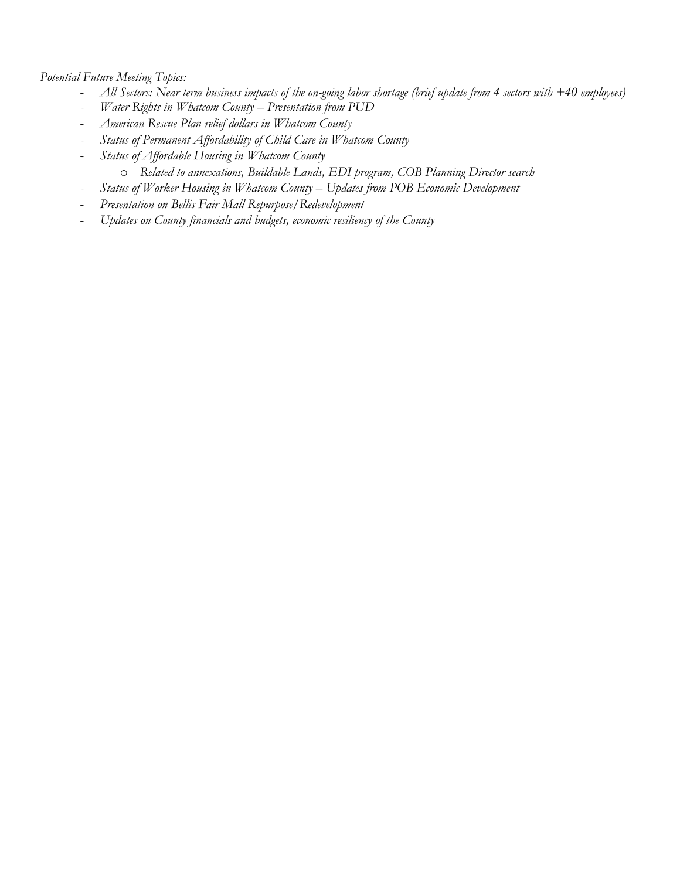*Potential Future Meeting Topics:*

- *All Sectors: Near term business impacts of the on-going labor shortage (brief update from 4 sectors with +40 employees)*
- *Water Rights in Whatcom County – Presentation from PUD*
- *American Rescue Plan relief dollars in Whatcom County*
- *Status of Permanent Affordability of Child Care in Whatcom County*
- *Status of Affordable Housing in Whatcom County*
    - *Related to annexations, Buildable Lands, EDI program, COB Planning Director search*
- *Status of Worker Housing in Whatcom County – Updates from POB Economic Development*
- *Presentation on Bellis Fair Mall Repurpose/Redevelopment*
- *Updates on County financials and budgets, economic resiliency of the County*